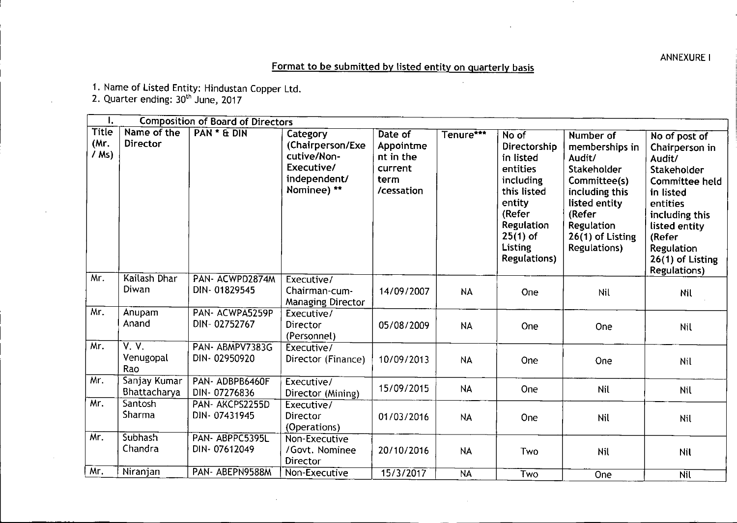ANNEXURE I

## Format to be submitted by listed entity on quarterly basis

1. Name of Listed Entity: Hindustan Copper Ltd.
2. Quarter ending: 30th June, 2017

| I. | Composition of Board of Directors | | | | | | | |
|---|---|---|---|---|---|---|---|---|
| Title (Mr. / Ms) | Name of the Director | PAN * & DIN | Category (Chairperson/Executive/Non-Executive/ independent/ Nominee) ** | Date of Appointment in the current term /cessation | Tenure*** | No of Directorship in listed entities including this listed entity (Refer Regulation 25(1) of Listing Regulations) | Number of memberships in Audit/ Stakeholder Committee(s) including this listed entity (Refer Regulation 26(1) of Listing Regulations) | No of post of Chairperson in Audit/ Stakeholder Committee held in listed entities including this listed entity (Refer Regulation 26(1) of Listing Regulations) |
| Mr. | Kailash Dhar Diwan | PAN- ACWPD2874M DIN- 01829545 | Executive/ Chairman-cum-Managing Director | 14/09/2007 | NA | One | Nil | Nil |
| Mr. | Anupam Anand | PAN- ACWPA5259P DIN- 02752767 | Executive/ Director (Personnel) | 05/08/2009 | NA | One | One | Nil |
| Mr. | V. V. Venugopal Rao | PAN- ABMPV7383G DIN- 02950920 | Executive/ Director (Finance) | 10/09/2013 | NA | One | One | Nil |
| Mr. | Sanjay Kumar Bhattacharya | PAN- ADBPB6460F DIN- 07276836 | Executive/ Director (Mining) | 15/09/2015 | NA | One | Nil | Nil |
| Mr. | Santosh Sharma | PAN- AKCPS2255D DIN- 07431945 | Executive/ Director (Operations) | 01/03/2016 | NA | One | Nil | Nil |
| Mr. | Subhash Chandra | PAN- ABPPC5395L DIN- 07612049 | Non-Executive /Govt. Nominee Director | 20/10/2016 | NA | Two | Nil | Nil |
| Mr. | Niranjan | PAN- ABEPN9588M | Non-Executive | 15/3/2017 | NA | Two | One | Nil |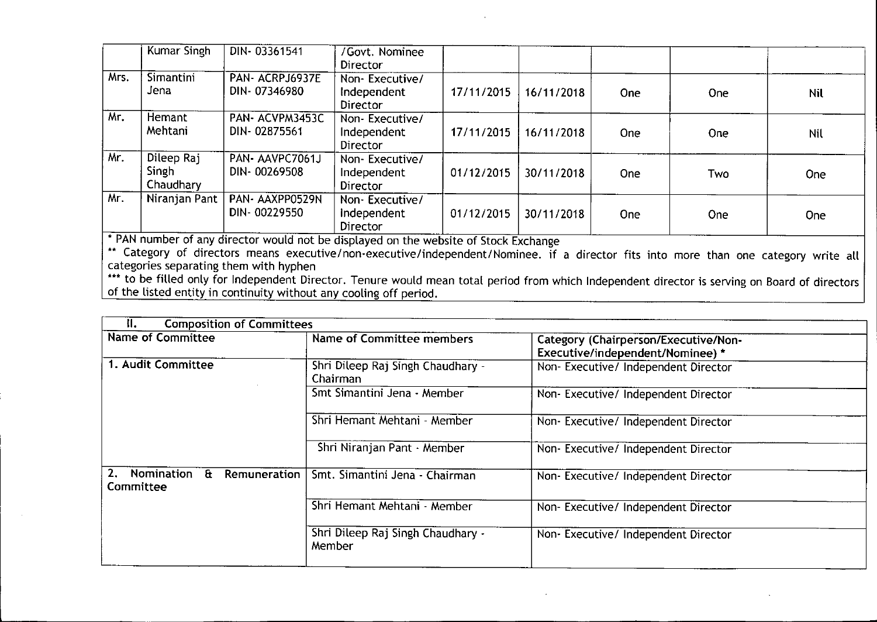| | | | | | | | | |
|---|---|---|---|---|---|---|---|---|
| | Kumar Singh | DIN- 03361541 | /Govt. Nominee Director | | | | | |
| Mrs. | Simantini Jena | PAN- ACRPJ6937E DIN- 07346980 | Non- Executive/ Independent Director | 17/11/2015 | 16/11/2018 | One | One | Nil |
| Mr. | Hemant Mehtani | PAN- ACVPM3453C DIN- 02875561 | Non- Executive/ Independent Director | 17/11/2015 | 16/11/2018 | One | One | Nil |
| Mr. | Dileep Raj Singh Chaudhary | PAN- AAVPC7061J DIN- 00269508 | Non- Executive/ Independent Director | 01/12/2015 | 30/11/2018 | One | Two | One |
| Mr. | Niranjan Pant | PAN- AAXPP0529N DIN- 00229550 | Non- Executive/ Independent Director | 01/12/2015 | 30/11/2018 | One | One | One |

* PAN number of any director would not be displayed on the website of Stock Exchange

** Category of directors means executive/non-executive/independent/Nominee. if a director fits into more than one category write all categories separating them with hyphen

*** to be filled only for Independent Director. Tenure would mean total period from which Independent director is serving on Board of directors of the listed entity in continuity without any cooling off period.

| II. Composition of Committees | | |
|---|---|---|
| **Name of Committee** | **Name of Committee members** | **Category (Chairperson/Executive/Non-Executive/independent/Nominee) *** |
| **1. Audit Committee** | Shri Dileep Raj Singh Chaudhary - Chairman | Non- Executive/ Independent Director |
| | Smt Simantini Jena - Member | Non- Executive/ Independent Director |
| | Shri Hemant Mehtani - Member | Non- Executive/ Independent Director |
| | Shri Niranjan Pant - Member | Non- Executive/ Independent Director |
| **2. Nomination & Remuneration Committee** | Smt. Simantini Jena - Chairman | Non- Executive/ Independent Director |
| | Shri Hemant Mehtani - Member | Non- Executive/ Independent Director |
| | Shri Dileep Raj Singh Chaudhary - Member | Non- Executive/ Independent Director |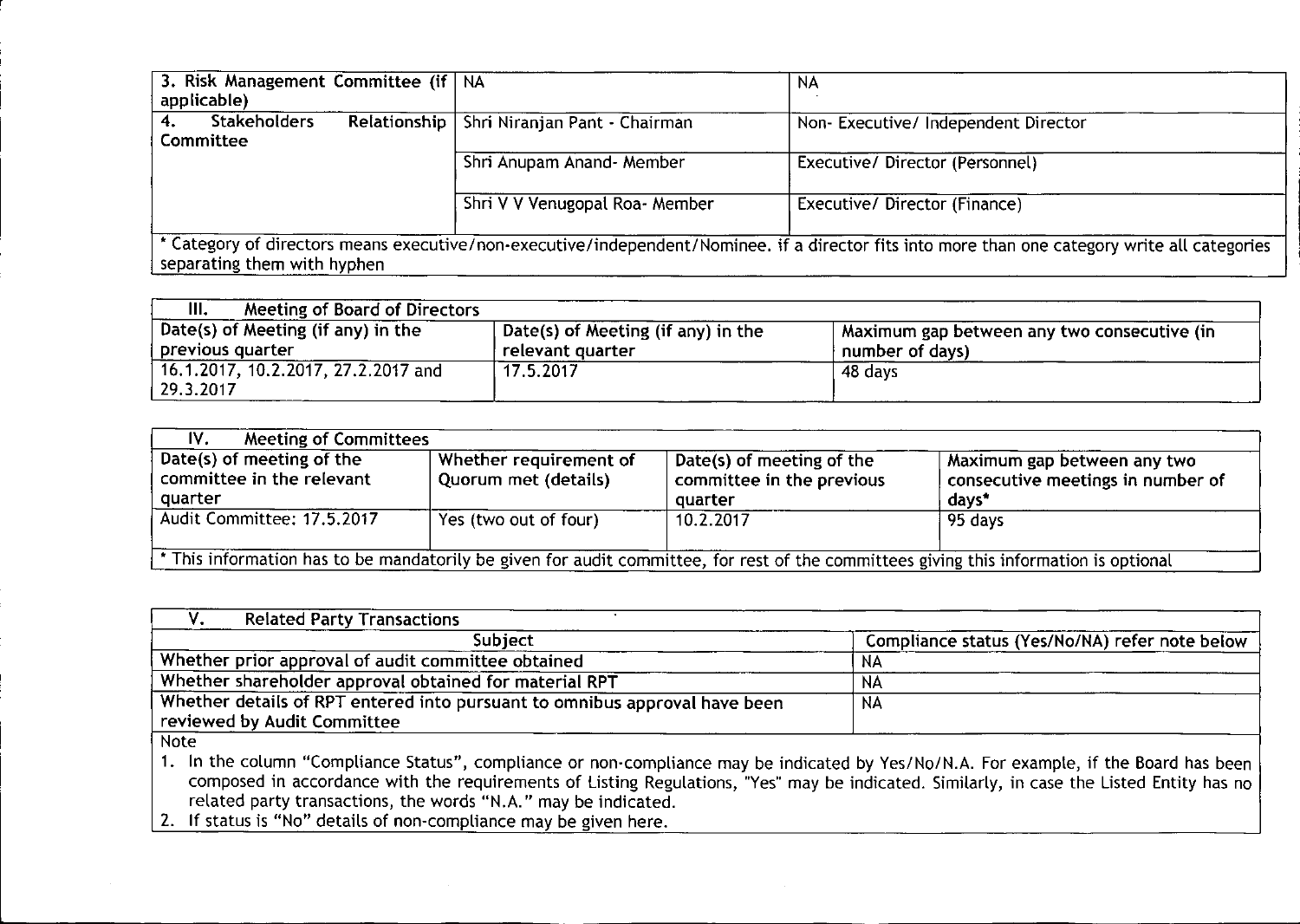| 3. Risk Management Committee (if applicable) | NA | NA |
|---|---|---|
| 4. Stakeholders Relationship Committee | Shri Niranjan Pant - Chairman | Non- Executive/ Independent Director |
| | Shri Anupam Anand- Member | Executive/ Director (Personnel) |
| | Shri V V Venugopal Roa- Member | Executive/ Director (Finance) |

* Category of directors means executive/non-executive/independent/Nominee. if a director fits into more than one category write all categories separating them with hyphen

| III. Meeting of Board of Directors | | |
|---|---|---|
| Date(s) of Meeting (if any) in the previous quarter | Date(s) of Meeting (if any) in the relevant quarter | Maximum gap between any two consecutive (in number of days) |
| 16.1.2017, 10.2.2017, 27.2.2017 and 29.3.2017 | 17.5.2017 | 48 days |

| IV. Meeting of Committees | | | |
|---|---|---|---|
| Date(s) of meeting of the committee in the relevant quarter | Whether requirement of Quorum met (details) | Date(s) of meeting of the committee in the previous quarter | Maximum gap between any two consecutive meetings in number of days* |
| Audit Committee: 17.5.2017 | Yes (two out of four) | 10.2.2017 | 95 days |

* This information has to be mandatorily be given for audit committee, for rest of the committees giving this information is optional

| V. Related Party Transactions | |
|---|---|
| Subject | Compliance status (Yes/No/NA) refer note below |
| Whether prior approval of audit committee obtained | NA |
| Whether shareholder approval obtained for material RPT | NA |
| Whether details of RPT entered into pursuant to omnibus approval have been reviewed by Audit Committee | NA |

Note

1. In the column "Compliance Status", compliance or non-compliance may be indicated by Yes/No/N.A. For example, if the Board has been composed in accordance with the requirements of Listing Regulations, "Yes" may be indicated. Similarly, in case the Listed Entity has no related party transactions, the words "N.A." may be indicated.
2. If status is "No" details of non-compliance may be given here.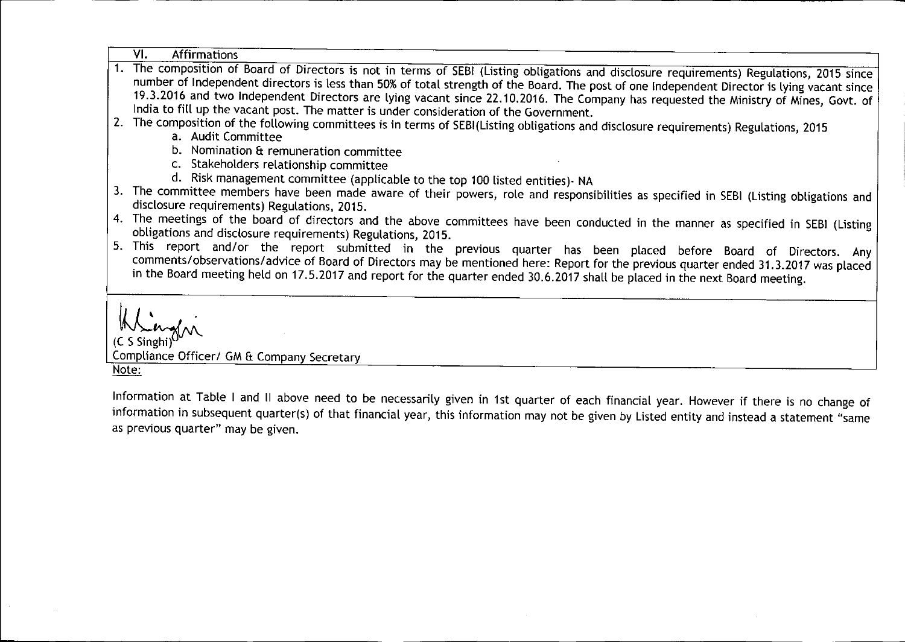## VI. Affirmations

1. The composition of Board of Directors is not in terms of SEBI (Listing obligations and disclosure requirements) Regulations, 2015 since number of Independent directors is less than 50% of total strength of the Board. The post of one Independent Director is lying vacant since 19.3.2016 and two Independent Directors are lying vacant since 22.10.2016. The Company has requested the Ministry of Mines, Govt. of India to fill up the vacant post. The matter is under consideration of the Government.
2. The composition of the following committees is in terms of SEBI(Listing obligations and disclosure requirements) Regulations, 2015
   a. Audit Committee
   b. Nomination & remuneration committee
   c. Stakeholders relationship committee
   d. Risk management committee (applicable to the top 100 listed entities)- NA
3. The committee members have been made aware of their powers, role and responsibilities as specified in SEBI (Listing obligations and disclosure requirements) Regulations, 2015.
4. The meetings of the board of directors and the above committees have been conducted in the manner as specified in SEBI (Listing obligations and disclosure requirements) Regulations, 2015.
5. This report and/or the report submitted in the previous quarter has been placed before Board of Directors. Any comments/observations/advice of Board of Directors may be mentioned here: Report for the previous quarter ended 31.3.2017 was placed in the Board meeting held on 17.5.2017 and report for the quarter ended 30.6.2017 shall be placed in the next Board meeting.

(C S Singhi)
Compliance Officer/ GM & Company Secretary

Note:

Information at Table I and II above need to be necessarily given in 1st quarter of each financial year. However if there is no change of information in subsequent quarter(s) of that financial year, this information may not be given by Listed entity and instead a statement "same as previous quarter" may be given.